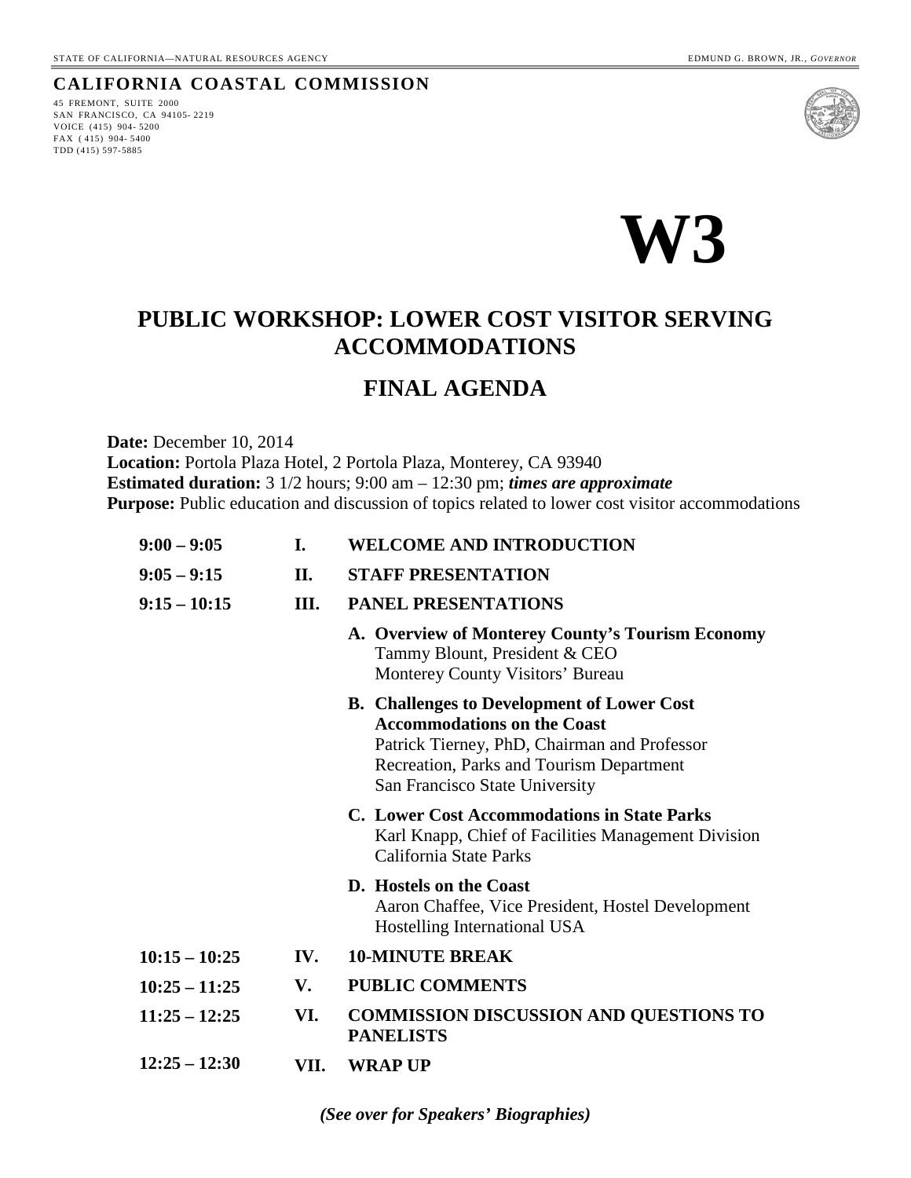STATE OF CALIFORNIA—NATURAL RESOURCES AGENCY EDMUND G. BROWN, JR., *GOVERNOR*

**CALIFORNIA COASTAL COMMISSION**

45 FREMONT, SUITE 2000
SAN FRANCISCO, CA 94105-2219
VOICE (415) 904-5200
FAX (415) 904-5400
TDD (415) 597-5885

# W3

## PUBLIC WORKSHOP: LOWER COST VISITOR SERVING ACCOMMODATIONS

## FINAL AGENDA

**Date:** December 10, 2014
**Location:** Portola Plaza Hotel, 2 Portola Plaza, Monterey, CA 93940
**Estimated duration:** 3 1/2 hours; 9:00 am – 12:30 pm; ***times are approximate***
**Purpose:** Public education and discussion of topics related to lower cost visitor accommodations

**9:00 – 9:05** **I.** **WELCOME AND INTRODUCTION**

**9:05 – 9:15** **II.** **STAFF PRESENTATION**

**9:15 – 10:15** **III.** **PANEL PRESENTATIONS**

- **A. Overview of Monterey County's Tourism Economy**
  Tammy Blount, President & CEO
  Monterey County Visitors' Bureau

- **B. Challenges to Development of Lower Cost Accommodations on the Coast**
  Patrick Tierney, PhD, Chairman and Professor
  Recreation, Parks and Tourism Department
  San Francisco State University

- **C. Lower Cost Accommodations in State Parks**
  Karl Knapp, Chief of Facilities Management Division
  California State Parks

- **D. Hostels on the Coast**
  Aaron Chaffee, Vice President, Hostel Development
  Hostelling International USA

**10:15 – 10:25** **IV.** **10-MINUTE BREAK**

**10:25 – 11:25** **V.** **PUBLIC COMMENTS**

**11:25 – 12:25** **VI.** **COMMISSION DISCUSSION AND QUESTIONS TO PANELISTS**

**12:25 – 12:30** **VII.** **WRAP UP**

***(See over for Speakers' Biographies)***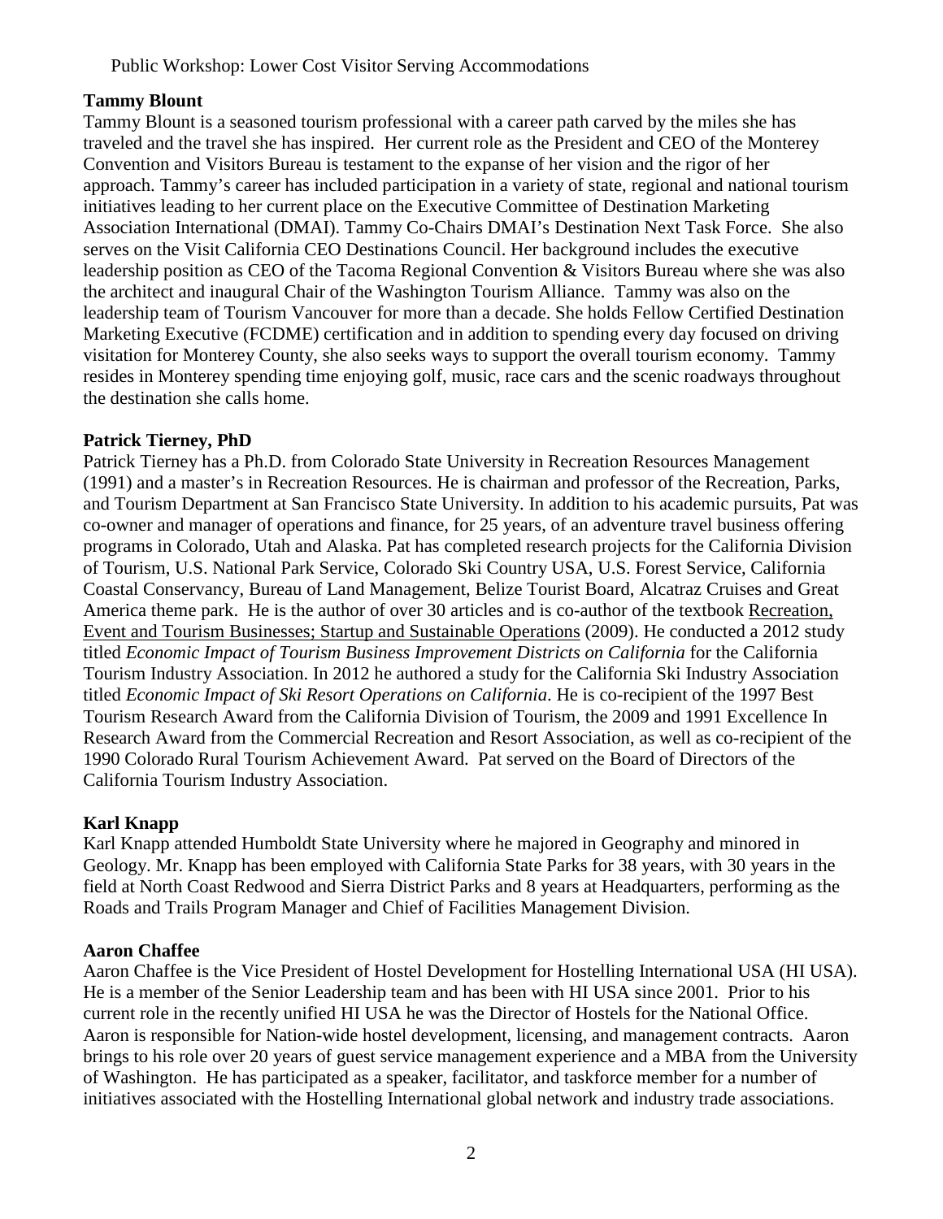Public Workshop: Lower Cost Visitor Serving Accommodations

**Tammy Blount**

Tammy Blount is a seasoned tourism professional with a career path carved by the miles she has traveled and the travel she has inspired. Her current role as the President and CEO of the Monterey Convention and Visitors Bureau is testament to the expanse of her vision and the rigor of her approach. Tammy's career has included participation in a variety of state, regional and national tourism initiatives leading to her current place on the Executive Committee of Destination Marketing Association International (DMAI). Tammy Co-Chairs DMAI's Destination Next Task Force. She also serves on the Visit California CEO Destinations Council. Her background includes the executive leadership position as CEO of the Tacoma Regional Convention & Visitors Bureau where she was also the architect and inaugural Chair of the Washington Tourism Alliance. Tammy was also on the leadership team of Tourism Vancouver for more than a decade. She holds Fellow Certified Destination Marketing Executive (FCDME) certification and in addition to spending every day focused on driving visitation for Monterey County, she also seeks ways to support the overall tourism economy. Tammy resides in Monterey spending time enjoying golf, music, race cars and the scenic roadways throughout the destination she calls home.

**Patrick Tierney, PhD**

Patrick Tierney has a Ph.D. from Colorado State University in Recreation Resources Management (1991) and a master's in Recreation Resources. He is chairman and professor of the Recreation, Parks, and Tourism Department at San Francisco State University. In addition to his academic pursuits, Pat was co-owner and manager of operations and finance, for 25 years, of an adventure travel business offering programs in Colorado, Utah and Alaska. Pat has completed research projects for the California Division of Tourism, U.S. National Park Service, Colorado Ski Country USA, U.S. Forest Service, California Coastal Conservancy, Bureau of Land Management, Belize Tourist Board, Alcatraz Cruises and Great America theme park. He is the author of over 30 articles and is co-author of the textbook Recreation, Event and Tourism Businesses; Startup and Sustainable Operations (2009). He conducted a 2012 study titled *Economic Impact of Tourism Business Improvement Districts on California* for the California Tourism Industry Association. In 2012 he authored a study for the California Ski Industry Association titled *Economic Impact of Ski Resort Operations on California*. He is co-recipient of the 1997 Best Tourism Research Award from the California Division of Tourism, the 2009 and 1991 Excellence In Research Award from the Commercial Recreation and Resort Association, as well as co-recipient of the 1990 Colorado Rural Tourism Achievement Award. Pat served on the Board of Directors of the California Tourism Industry Association.

**Karl Knapp**

Karl Knapp attended Humboldt State University where he majored in Geography and minored in Geology. Mr. Knapp has been employed with California State Parks for 38 years, with 30 years in the field at North Coast Redwood and Sierra District Parks and 8 years at Headquarters, performing as the Roads and Trails Program Manager and Chief of Facilities Management Division.

**Aaron Chaffee**

Aaron Chaffee is the Vice President of Hostel Development for Hostelling International USA (HI USA). He is a member of the Senior Leadership team and has been with HI USA since 2001. Prior to his current role in the recently unified HI USA he was the Director of Hostels for the National Office. Aaron is responsible for Nation-wide hostel development, licensing, and management contracts. Aaron brings to his role over 20 years of guest service management experience and a MBA from the University of Washington. He has participated as a speaker, facilitator, and taskforce member for a number of initiatives associated with the Hostelling International global network and industry trade associations.